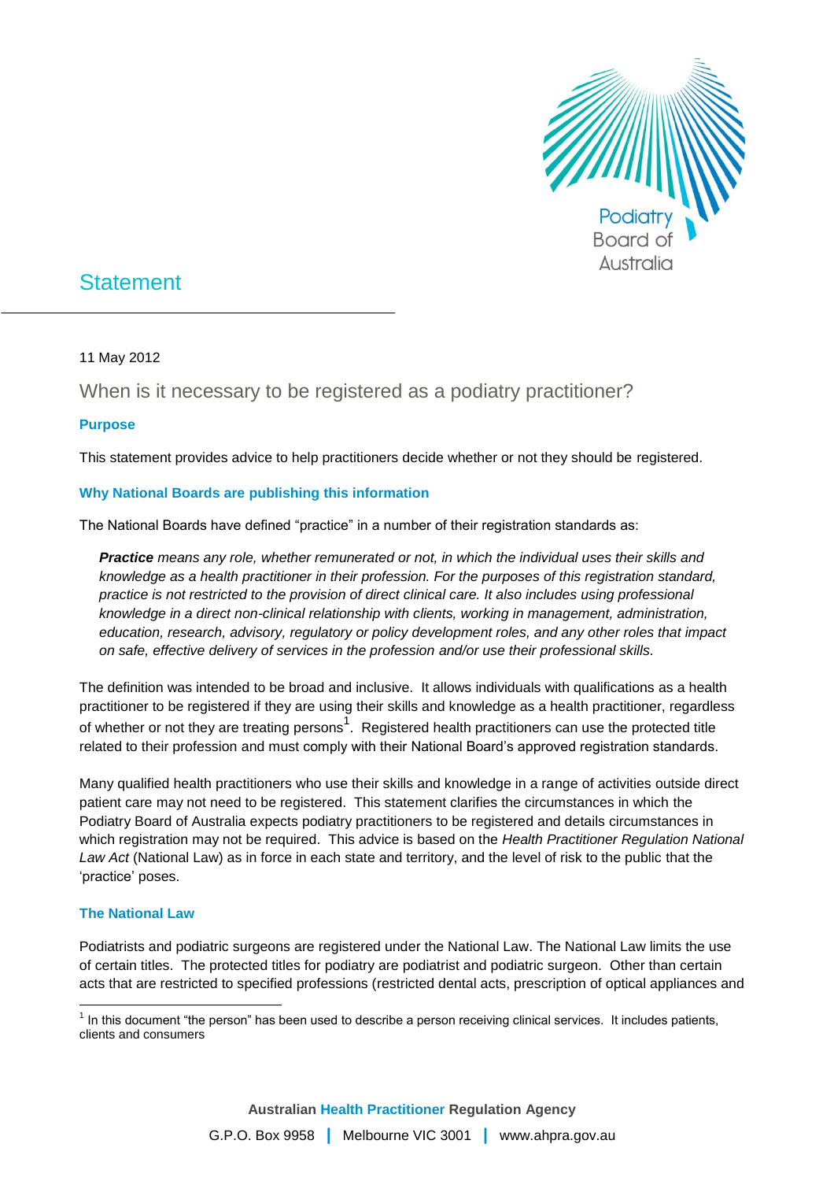Podiatry Board of Australia

# Statement

11 May 2012

## When is it necessary to be registered as a podiatry practitioner?

### Purpose

This statement provides advice to help practitioners decide whether or not they should be registered.

### Why National Boards are publishing this information

The National Boards have defined "practice" in a number of their registration standards as:

> ***Practice*** *means any role, whether remunerated or not, in which the individual uses their skills and knowledge as a health practitioner in their profession. For the purposes of this registration standard, practice is not restricted to the provision of direct clinical care. It also includes using professional knowledge in a direct non-clinical relationship with clients, working in management, administration, education, research, advisory, regulatory or policy development roles, and any other roles that impact on safe, effective delivery of services in the profession and/or use their professional skills.*

The definition was intended to be broad and inclusive. It allows individuals with qualifications as a health practitioner to be registered if they are using their skills and knowledge as a health practitioner, regardless of whether or not they are treating persons[1]. Registered health practitioners can use the protected title related to their profession and must comply with their National Board's approved registration standards.

Many qualified health practitioners who use their skills and knowledge in a range of activities outside direct patient care may not need to be registered. This statement clarifies the circumstances in which the Podiatry Board of Australia expects podiatry practitioners to be registered and details circumstances in which registration may not be required. This advice is based on the *Health Practitioner Regulation National Law Act* (National Law) as in force in each state and territory, and the level of risk to the public that the 'practice' poses.

### The National Law

Podiatrists and podiatric surgeons are registered under the National Law. The National Law limits the use of certain titles. The protected titles for podiatry are podiatrist and podiatric surgeon. Other than certain acts that are restricted to specified professions (restricted dental acts, prescription of optical appliances and

[1] In this document "the person" has been used to describe a person receiving clinical services. It includes patients, clients and consumers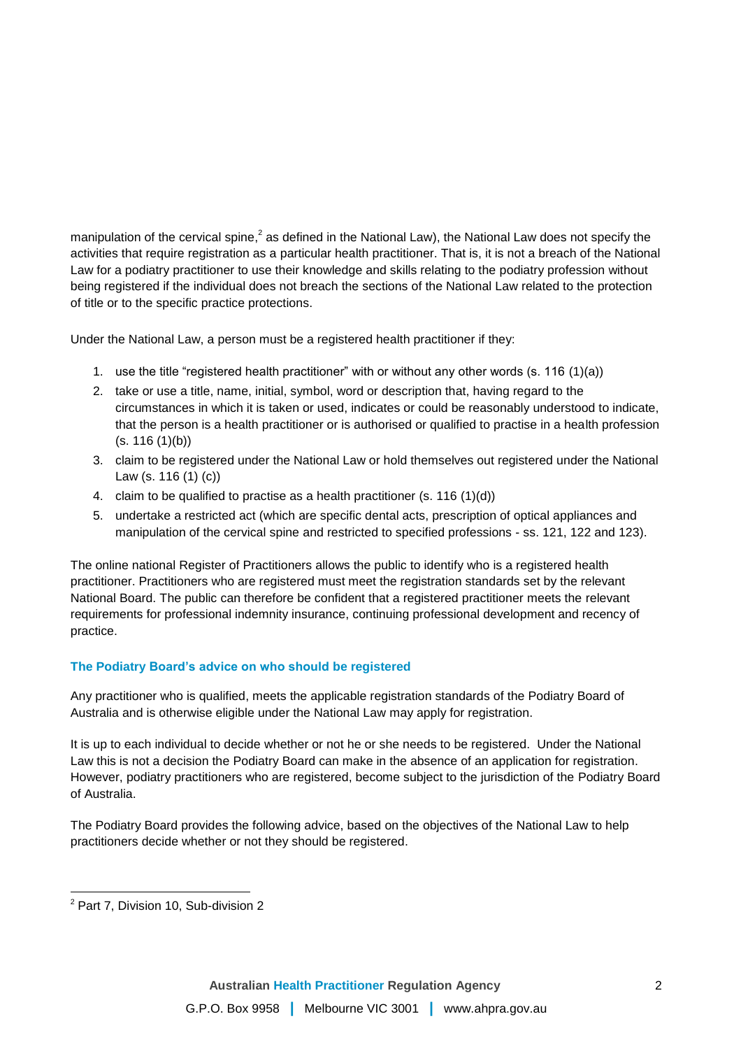manipulation of the cervical spine,[2] as defined in the National Law), the National Law does not specify the activities that require registration as a particular health practitioner. That is, it is not a breach of the National Law for a podiatry practitioner to use their knowledge and skills relating to the podiatry profession without being registered if the individual does not breach the sections of the National Law related to the protection of title or to the specific practice protections.

Under the National Law, a person must be a registered health practitioner if they:

1. use the title "registered health practitioner" with or without any other words (s. 116 (1)(a))
2. take or use a title, name, initial, symbol, word or description that, having regard to the circumstances in which it is taken or used, indicates or could be reasonably understood to indicate, that the person is a health practitioner or is authorised or qualified to practise in a health profession (s. 116 (1)(b))
3. claim to be registered under the National Law or hold themselves out registered under the National Law (s. 116 (1) (c))
4. claim to be qualified to practise as a health practitioner (s. 116 (1)(d))
5. undertake a restricted act (which are specific dental acts, prescription of optical appliances and manipulation of the cervical spine and restricted to specified professions - ss. 121, 122 and 123).

The online national Register of Practitioners allows the public to identify who is a registered health practitioner. Practitioners who are registered must meet the registration standards set by the relevant National Board. The public can therefore be confident that a registered practitioner meets the relevant requirements for professional indemnity insurance, continuing professional development and recency of practice.

### The Podiatry Board's advice on who should be registered

Any practitioner who is qualified, meets the applicable registration standards of the Podiatry Board of Australia and is otherwise eligible under the National Law may apply for registration.

It is up to each individual to decide whether or not he or she needs to be registered. Under the National Law this is not a decision the Podiatry Board can make in the absence of an application for registration. However, podiatry practitioners who are registered, become subject to the jurisdiction of the Podiatry Board of Australia.

The Podiatry Board provides the following advice, based on the objectives of the National Law to help practitioners decide whether or not they should be registered.

---

[2] Part 7, Division 10, Sub-division 2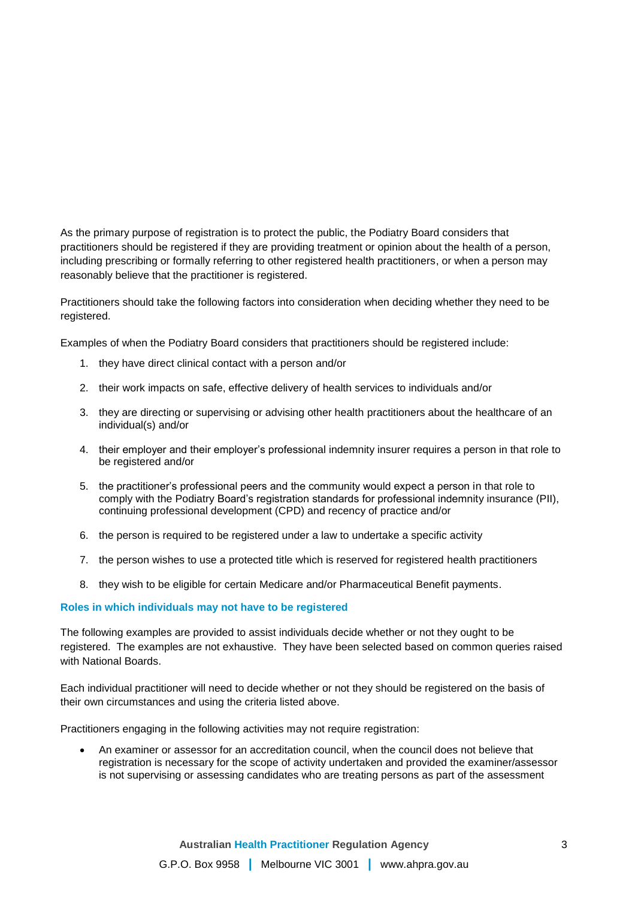As the primary purpose of registration is to protect the public, the Podiatry Board considers that practitioners should be registered if they are providing treatment or opinion about the health of a person, including prescribing or formally referring to other registered health practitioners, or when a person may reasonably believe that the practitioner is registered.

Practitioners should take the following factors into consideration when deciding whether they need to be registered.

Examples of when the Podiatry Board considers that practitioners should be registered include:

1. they have direct clinical contact with a person and/or
2. their work impacts on safe, effective delivery of health services to individuals and/or
3. they are directing or supervising or advising other health practitioners about the healthcare of an individual(s) and/or
4. their employer and their employer's professional indemnity insurer requires a person in that role to be registered and/or
5. the practitioner's professional peers and the community would expect a person in that role to comply with the Podiatry Board's registration standards for professional indemnity insurance (PII), continuing professional development (CPD) and recency of practice and/or
6. the person is required to be registered under a law to undertake a specific activity
7. the person wishes to use a protected title which is reserved for registered health practitioners
8. they wish to be eligible for certain Medicare and/or Pharmaceutical Benefit payments.

### Roles in which individuals may not have to be registered

The following examples are provided to assist individuals decide whether or not they ought to be registered. The examples are not exhaustive. They have been selected based on common queries raised with National Boards.

Each individual practitioner will need to decide whether or not they should be registered on the basis of their own circumstances and using the criteria listed above.

Practitioners engaging in the following activities may not require registration:

- An examiner or assessor for an accreditation council, when the council does not believe that registration is necessary for the scope of activity undertaken and provided the examiner/assessor is not supervising or assessing candidates who are treating persons as part of the assessment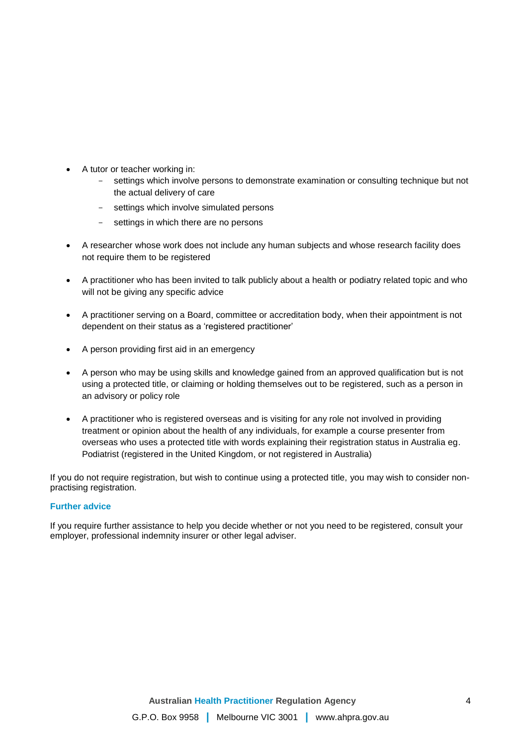- A tutor or teacher working in:
  - settings which involve persons to demonstrate examination or consulting technique but not the actual delivery of care
  - settings which involve simulated persons
  - settings in which there are no persons
- A researcher whose work does not include any human subjects and whose research facility does not require them to be registered
- A practitioner who has been invited to talk publicly about a health or podiatry related topic and who will not be giving any specific advice
- A practitioner serving on a Board, committee or accreditation body, when their appointment is not dependent on their status as a 'registered practitioner'
- A person providing first aid in an emergency
- A person who may be using skills and knowledge gained from an approved qualification but is not using a protected title, or claiming or holding themselves out to be registered, such as a person in an advisory or policy role
- A practitioner who is registered overseas and is visiting for any role not involved in providing treatment or opinion about the health of any individuals, for example a course presenter from overseas who uses a protected title with words explaining their registration status in Australia eg. Podiatrist (registered in the United Kingdom, or not registered in Australia)

If you do not require registration, but wish to continue using a protected title, you may wish to consider non-practising registration.

### Further advice

If you require further assistance to help you decide whether or not you need to be registered, consult your employer, professional indemnity insurer or other legal adviser.